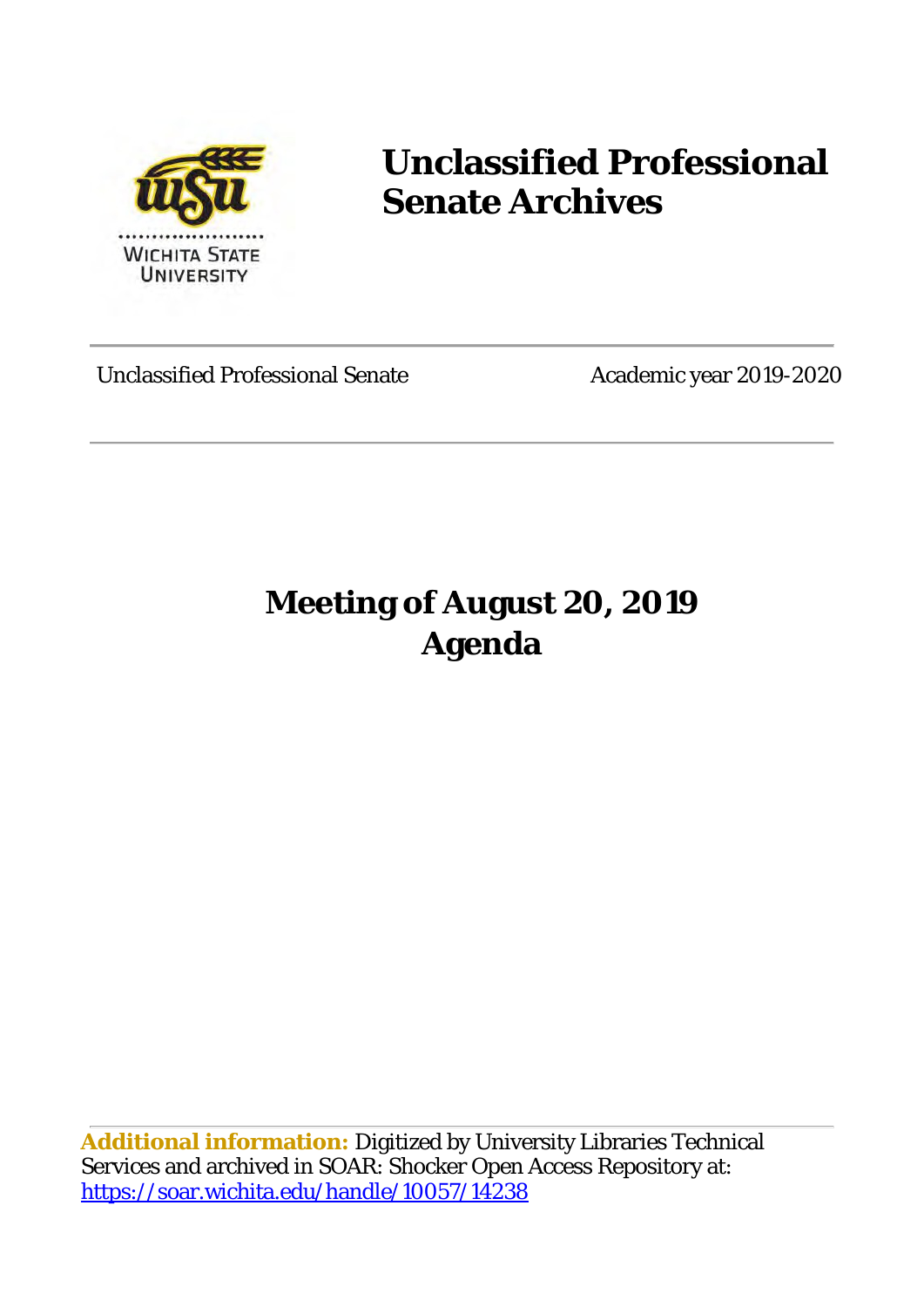# Unclassified Professional Senate Archives

Unclassified Professional Senate | Academic year 2019-2020

## Meeting of August 20, 2019
## Agenda

**Additional information:** Digitized by University Libraries Technical Services and archived in SOAR: Shocker Open Access Repository at: https://soar.wichita.edu/handle/10057/14238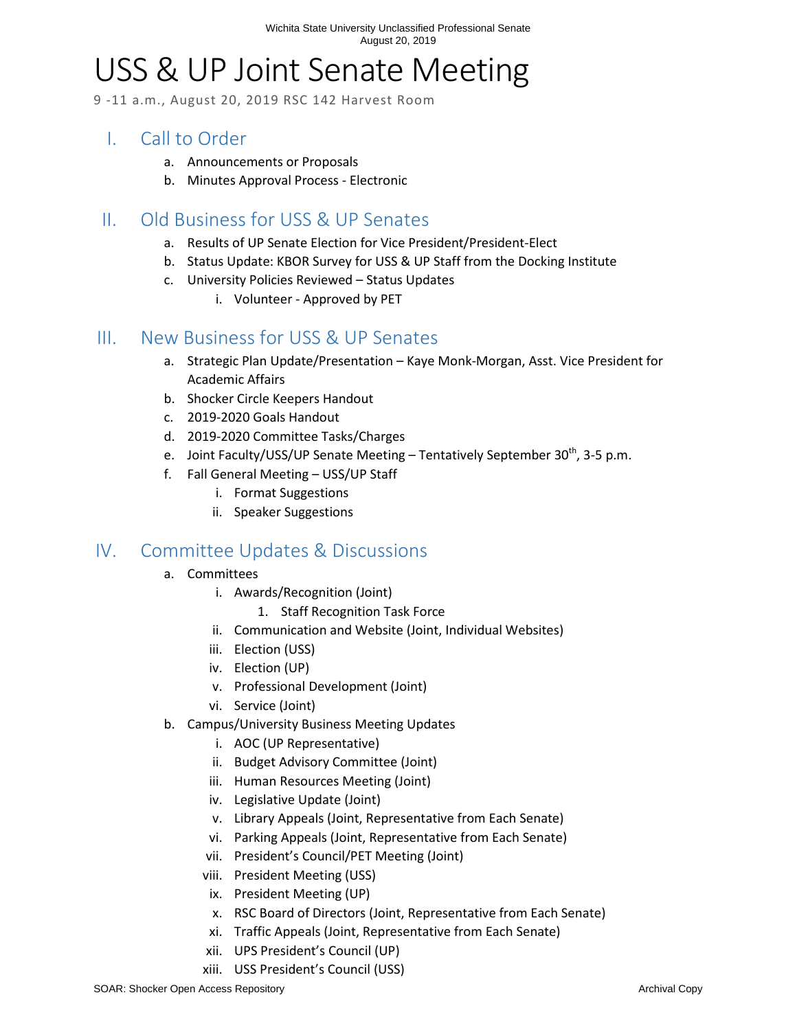# USS & UP Joint Senate Meeting

9 -11 a.m., August 20, 2019 RSC 142 Harvest Room

## I. Call to Order

a. Announcements or Proposals
b. Minutes Approval Process - Electronic

## II. Old Business for USS & UP Senates

a. Results of UP Senate Election for Vice President/President-Elect
b. Status Update: KBOR Survey for USS & UP Staff from the Docking Institute
c. University Policies Reviewed – Status Updates
   i. Volunteer - Approved by PET

## III. New Business for USS & UP Senates

a. Strategic Plan Update/Presentation – Kaye Monk-Morgan, Asst. Vice President for Academic Affairs
b. Shocker Circle Keepers Handout
c. 2019-2020 Goals Handout
d. 2019-2020 Committee Tasks/Charges
e. Joint Faculty/USS/UP Senate Meeting – Tentatively September 30th, 3-5 p.m.
f. Fall General Meeting – USS/UP Staff
   i. Format Suggestions
   ii. Speaker Suggestions

## IV. Committee Updates & Discussions

a. Committees
   i. Awards/Recognition (Joint)
      1. Staff Recognition Task Force
   ii. Communication and Website (Joint, Individual Websites)
   iii. Election (USS)
   iv. Election (UP)
   v. Professional Development (Joint)
   vi. Service (Joint)
b. Campus/University Business Meeting Updates
   i. AOC (UP Representative)
   ii. Budget Advisory Committee (Joint)
   iii. Human Resources Meeting (Joint)
   iv. Legislative Update (Joint)
   v. Library Appeals (Joint, Representative from Each Senate)
   vi. Parking Appeals (Joint, Representative from Each Senate)
   vii. President's Council/PET Meeting (Joint)
   viii. President Meeting (USS)
   ix. President Meeting (UP)
   x. RSC Board of Directors (Joint, Representative from Each Senate)
   xi. Traffic Appeals (Joint, Representative from Each Senate)
   xii. UPS President's Council (UP)
   xiii. USS President's Council (USS)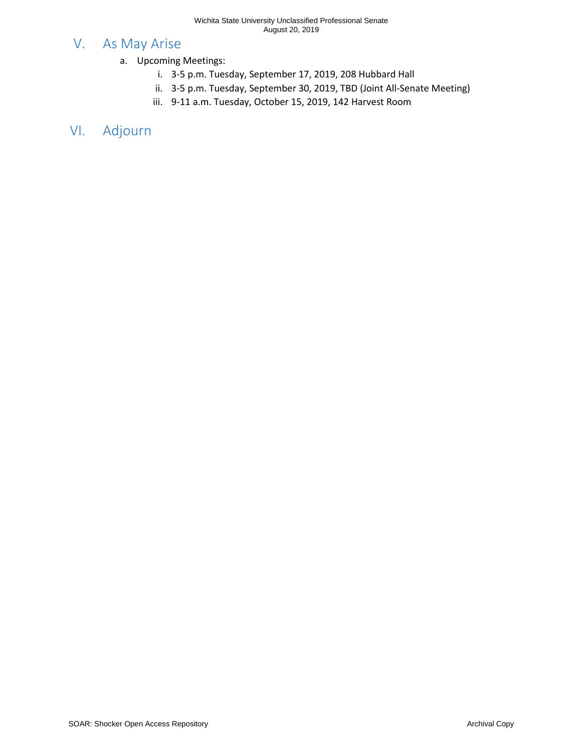## V. As May Arise

a. Upcoming Meetings:
   i. 3-5 p.m. Tuesday, September 17, 2019, 208 Hubbard Hall
   ii. 3-5 p.m. Tuesday, September 30, 2019, TBD (Joint All-Senate Meeting)
   iii. 9-11 a.m. Tuesday, October 15, 2019, 142 Harvest Room

## VI. Adjourn